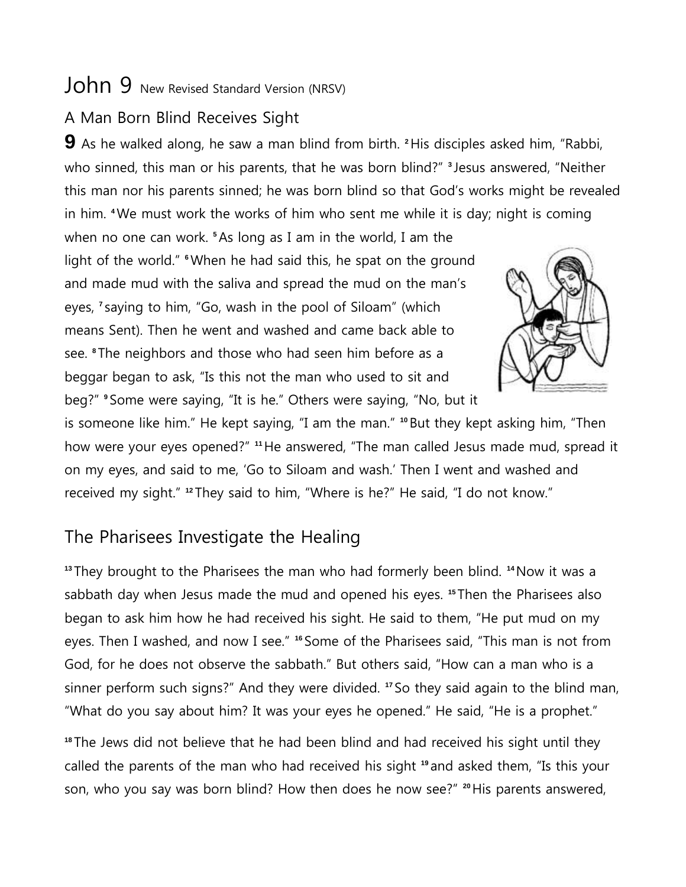# John 9 New Revised Standard Version (NRSV)

## A Man Born Blind Receives Sight

**9** As he walked along, he saw a man blind from birth. [2] His disciples asked him, "Rabbi, who sinned, this man or his parents, that he was born blind?" [3] Jesus answered, "Neither this man nor his parents sinned; he was born blind so that God's works might be revealed in him. [4] We must work the works of him who sent me while it is day; night is coming when no one can work. [5] As long as I am in the world, I am the light of the world." [6] When he had said this, he spat on the ground and made mud with the saliva and spread the mud on the man's eyes, [7] saying to him, "Go, wash in the pool of Siloam" (which means Sent). Then he went and washed and came back able to see. [8] The neighbors and those who had seen him before as a beggar began to ask, "Is this not the man who used to sit and beg?" [9] Some were saying, "It is he." Others were saying, "No, but it is someone like him." He kept saying, "I am the man." [10] But they kept asking him, "Then how were your eyes opened?" [11] He answered, "The man called Jesus made mud, spread it on my eyes, and said to me, 'Go to Siloam and wash.' Then I went and washed and received my sight." [12] They said to him, "Where is he?" He said, "I do not know."

## The Pharisees Investigate the Healing

[13] They brought to the Pharisees the man who had formerly been blind. [14] Now it was a sabbath day when Jesus made the mud and opened his eyes. [15] Then the Pharisees also began to ask him how he had received his sight. He said to them, "He put mud on my eyes. Then I washed, and now I see." [16] Some of the Pharisees said, "This man is not from God, for he does not observe the sabbath." But others said, "How can a man who is a sinner perform such signs?" And they were divided. [17] So they said again to the blind man, "What do you say about him? It was your eyes he opened." He said, "He is a prophet."

[18] The Jews did not believe that he had been blind and had received his sight until they called the parents of the man who had received his sight [19] and asked them, "Is this your son, who you say was born blind? How then does he now see?" [20] His parents answered,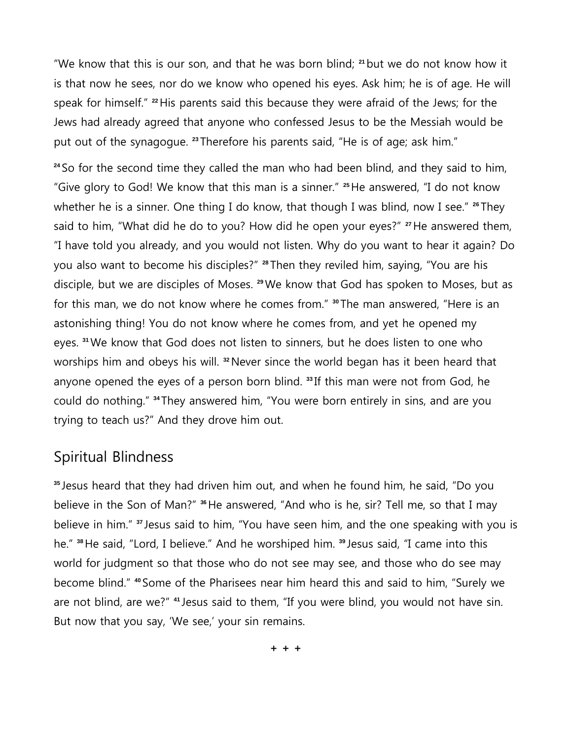"We know that this is our son, and that he was born blind; [21] but we do not know how it is that now he sees, nor do we know who opened his eyes. Ask him; he is of age. He will speak for himself." [22] His parents said this because they were afraid of the Jews; for the Jews had already agreed that anyone who confessed Jesus to be the Messiah would be put out of the synagogue. [23] Therefore his parents said, "He is of age; ask him."

[24] So for the second time they called the man who had been blind, and they said to him, "Give glory to God! We know that this man is a sinner." [25] He answered, "I do not know whether he is a sinner. One thing I do know, that though I was blind, now I see." [26] They said to him, "What did he do to you? How did he open your eyes?" [27] He answered them, "I have told you already, and you would not listen. Why do you want to hear it again? Do you also want to become his disciples?" [28] Then they reviled him, saying, "You are his disciple, but we are disciples of Moses. [29] We know that God has spoken to Moses, but as for this man, we do not know where he comes from." [30] The man answered, "Here is an astonishing thing! You do not know where he comes from, and yet he opened my eyes. [31] We know that God does not listen to sinners, but he does listen to one who worships him and obeys his will. [32] Never since the world began has it been heard that anyone opened the eyes of a person born blind. [33] If this man were not from God, he could do nothing." [34] They answered him, "You were born entirely in sins, and are you trying to teach us?" And they drove him out.

## Spiritual Blindness

[35] Jesus heard that they had driven him out, and when he found him, he said, "Do you believe in the Son of Man?" [36] He answered, "And who is he, sir? Tell me, so that I may believe in him." [37] Jesus said to him, "You have seen him, and the one speaking with you is he." [38] He said, "Lord, I believe." And he worshiped him. [39] Jesus said, "I came into this world for judgment so that those who do not see may see, and those who do see may become blind." [40] Some of the Pharisees near him heard this and said to him, "Surely we are not blind, are we?" [41] Jesus said to them, "If you were blind, you would not have sin. But now that you say, 'We see,' your sin remains.

+ + +